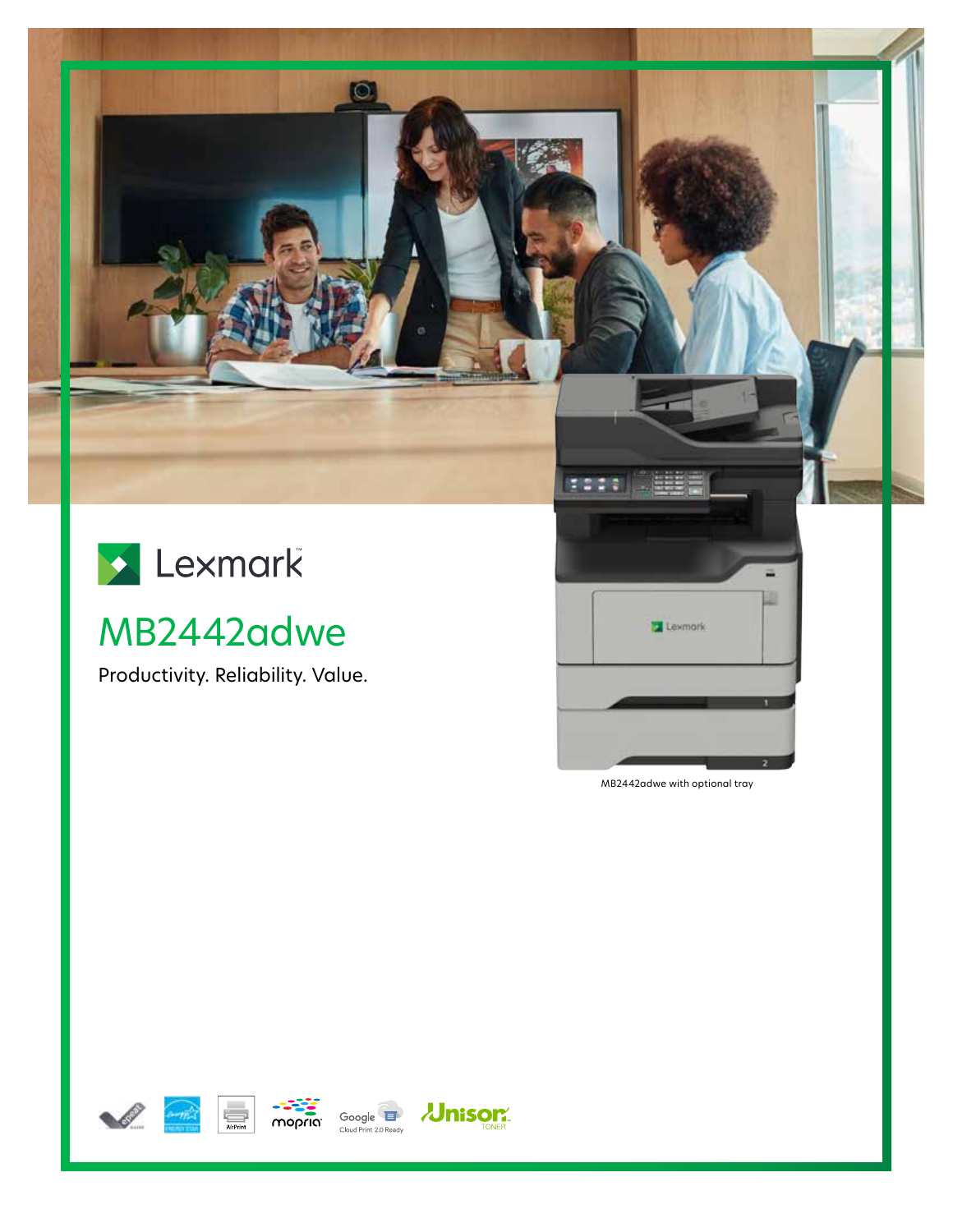Lexmark

# MB2442adwe

Productivity. Reliability. Value.

MB2442adwe with optional tray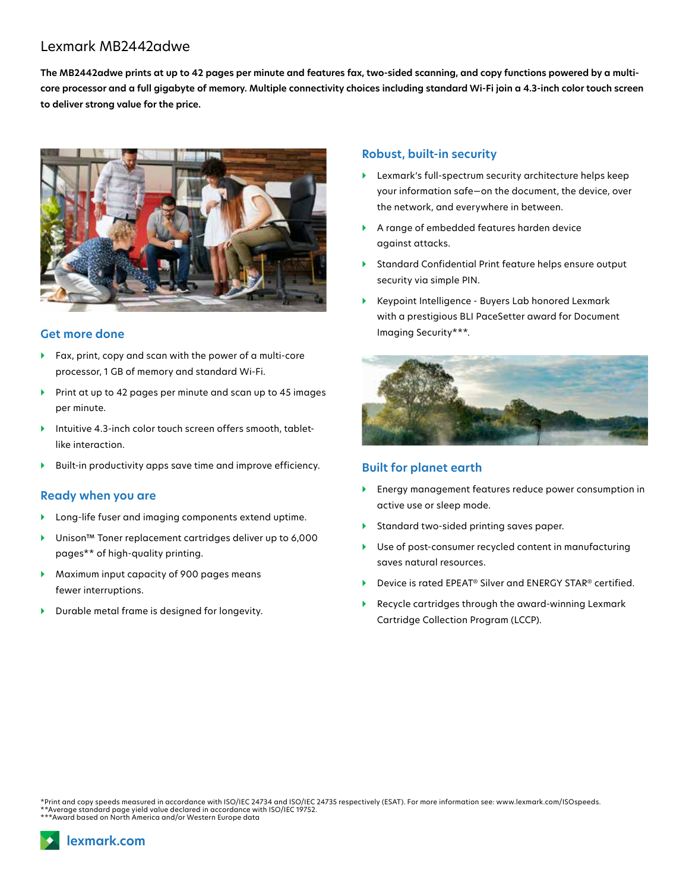# Lexmark MB2442adwe

**The MB2442adwe prints at up to 42 pages per minute and features fax, two-sided scanning, and copy functions powered by a multi-core processor and a full gigabyte of memory. Multiple connectivity choices including standard Wi-Fi join a 4.3-inch color touch screen to deliver strong value for the price.**

## Get more done

- Fax, print, copy and scan with the power of a multi-core processor, 1 GB of memory and standard Wi-Fi.
- Print at up to 42 pages per minute and scan up to 45 images per minute.
- Intuitive 4.3-inch color touch screen offers smooth, tablet-like interaction.
- Built-in productivity apps save time and improve efficiency.

## Ready when you are

- Long-life fuser and imaging components extend uptime.
- Unison™ Toner replacement cartridges deliver up to 6,000 pages** of high-quality printing.
- Maximum input capacity of 900 pages means fewer interruptions.
- Durable metal frame is designed for longevity.

## Robust, built-in security

- Lexmark's full-spectrum security architecture helps keep your information safe—on the document, the device, over the network, and everywhere in between.
- A range of embedded features harden device against attacks.
- Standard Confidential Print feature helps ensure output security via simple PIN.
- Keypoint Intelligence - Buyers Lab honored Lexmark with a prestigious BLI PaceSetter award for Document Imaging Security***.

## Built for planet earth

- Energy management features reduce power consumption in active use or sleep mode.
- Standard two-sided printing saves paper.
- Use of post-consumer recycled content in manufacturing saves natural resources.
- Device is rated EPEAT® Silver and ENERGY STAR® certified.
- Recycle cartridges through the award-winning Lexmark Cartridge Collection Program (LCCP).

*Print and copy speeds measured in accordance with ISO/IEC 24734 and ISO/IEC 24735 respectively (ESAT). For more information see: www.lexmark.com/ISOspeeds.
**Average standard page yield value declared in accordance with ISO/IEC 19752.
***Award based on North America and/or Western Europe data

lexmark.com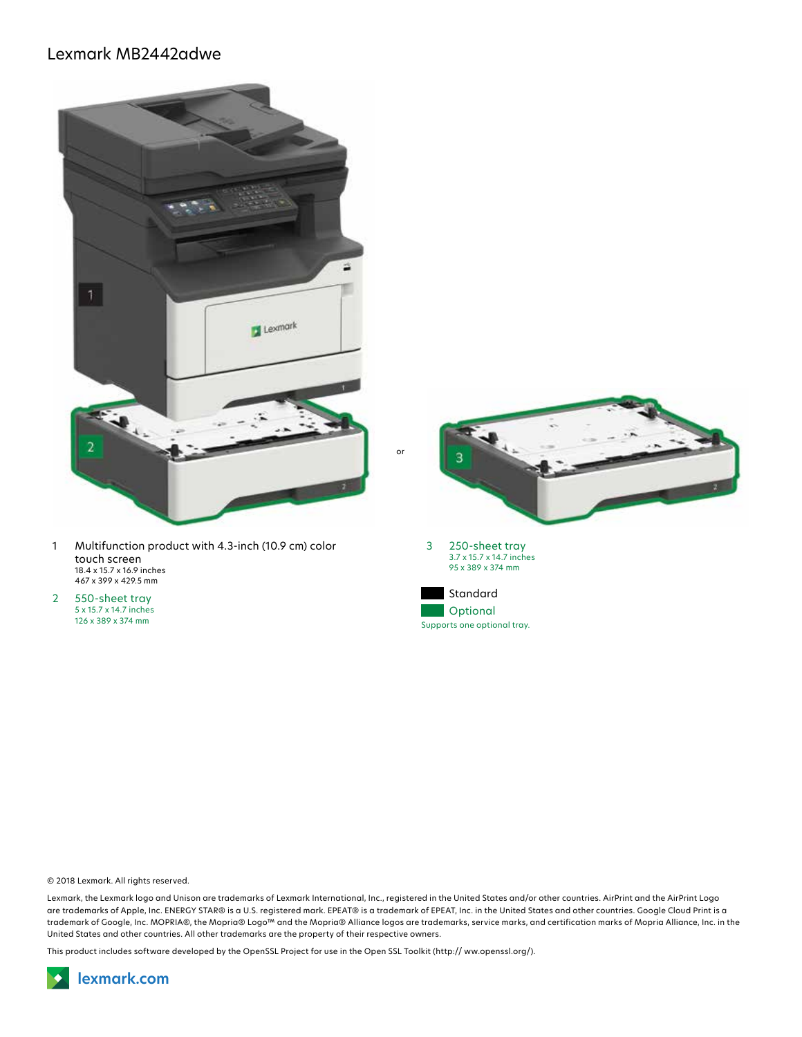# Lexmark MB2442adwe

1. Multifunction product with 4.3-inch (10.9 cm) color touch screen
   18.4 x 15.7 x 16.9 inches
   467 x 399 x 429.5 mm

2. 550-sheet tray
   5 x 15.7 x 14.7 inches
   126 x 389 x 374 mm

or

3. 250-sheet tray
   3.7 x 15.7 x 14.7 inches
   95 x 389 x 374 mm

Standard

Optional

Supports one optional tray.

© 2018 Lexmark. All rights reserved.

Lexmark, the Lexmark logo and Unison are trademarks of Lexmark International, Inc., registered in the United States and/or other countries. AirPrint and the AirPrint Logo are trademarks of Apple, Inc. ENERGY STAR® is a U.S. registered mark. EPEAT® is a trademark of EPEAT, Inc. in the United States and other countries. Google Cloud Print is a trademark of Google, Inc. MOPRIA®, the Mopria® Logo™ and the Mopria® Alliance logos are trademarks, service marks, and certification marks of Mopria Alliance, Inc. in the United States and other countries. All other trademarks are the property of their respective owners.

This product includes software developed by the OpenSSL Project for use in the Open SSL Toolkit (http:// ww.openssl.org/).

lexmark.com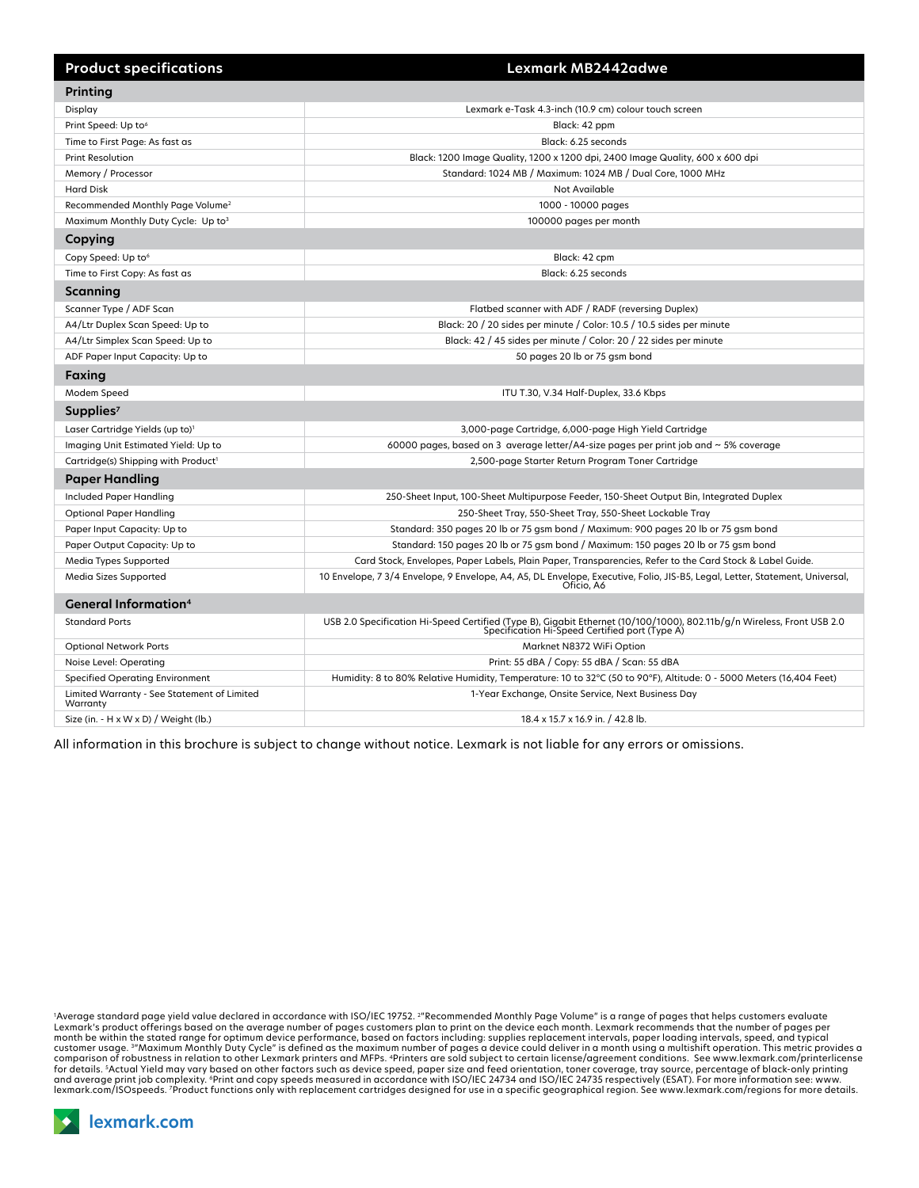| Product specifications | Lexmark MB2442adwe |
|---|---|
| **Printing** | |
| Display | Lexmark e-Task 4.3-inch (10.9 cm) colour touch screen |
| Print Speed: Up to[6] | Black: 42 ppm |
| Time to First Page: As fast as | Black: 6.25 seconds |
| Print Resolution | Black: 1200 Image Quality, 1200 x 1200 dpi, 2400 Image Quality, 600 x 600 dpi |
| Memory / Processor | Standard: 1024 MB / Maximum: 1024 MB / Dual Core, 1000 MHz |
| Hard Disk | Not Available |
| Recommended Monthly Page Volume[2] | 1000 - 10000 pages |
| Maximum Monthly Duty Cycle: Up to[3] | 100000 pages per month |
| **Copying** | |
| Copy Speed: Up to[6] | Black: 42 cpm |
| Time to First Copy: As fast as | Black: 6.25 seconds |
| **Scanning** | |
| Scanner Type / ADF Scan | Flatbed scanner with ADF / RADF (reversing Duplex) |
| A4/Ltr Duplex Scan Speed: Up to | Black: 20 / 20 sides per minute / Color: 10.5 / 10.5 sides per minute |
| A4/Ltr Simplex Scan Speed: Up to | Black: 42 / 45 sides per minute / Color: 20 / 22 sides per minute |
| ADF Paper Input Capacity: Up to | 50 pages 20 lb or 75 gsm bond |
| **Faxing** | |
| Modem Speed | ITU T.30, V.34 Half-Duplex, 33.6 Kbps |
| **Supplies[7]** | |
| Laser Cartridge Yields (up to)[1] | 3,000-page Cartridge, 6,000-page High Yield Cartridge |
| Imaging Unit Estimated Yield: Up to | 60000 pages, based on 3 average letter/A4-size pages per print job and ~ 5% coverage |
| Cartridge(s) Shipping with Product[1] | 2,500-page Starter Return Program Toner Cartridge |
| **Paper Handling** | |
| Included Paper Handling | 250-Sheet Input, 100-Sheet Multipurpose Feeder, 150-Sheet Output Bin, Integrated Duplex |
| Optional Paper Handling | 250-Sheet Tray, 550-Sheet Tray, 550-Sheet Lockable Tray |
| Paper Input Capacity: Up to | Standard: 350 pages 20 lb or 75 gsm bond / Maximum: 900 pages 20 lb or 75 gsm bond |
| Paper Output Capacity: Up to | Standard: 150 pages 20 lb or 75 gsm bond / Maximum: 150 pages 20 lb or 75 gsm bond |
| Media Types Supported | Card Stock, Envelopes, Paper Labels, Plain Paper, Transparencies, Refer to the Card Stock & Label Guide. |
| Media Sizes Supported | 10 Envelope, 7 3/4 Envelope, 9 Envelope, A4, A5, DL Envelope, Executive, Folio, JIS-B5, Legal, Letter, Statement, Universal, Oficio, A6 |
| **General Information[4]** | |
| Standard Ports | USB 2.0 Specification Hi-Speed Certified (Type B), Gigabit Ethernet (10/100/1000), 802.11b/g/n Wireless, Front USB 2.0 Specification Hi-Speed Certified port (Type A) |
| Optional Network Ports | Marknet N8372 WiFi Option |
| Noise Level: Operating | Print: 55 dBA / Copy: 55 dBA / Scan: 55 dBA |
| Specified Operating Environment | Humidity: 8 to 80% Relative Humidity, Temperature: 10 to 32°C (50 to 90°F), Altitude: 0 - 5000 Meters (16,404 Feet) |
| Limited Warranty - See Statement of Limited Warranty | 1-Year Exchange, Onsite Service, Next Business Day |
| Size (in. - H x W x D) / Weight (lb.) | 18.4 x 15.7 x 16.9 in. / 42.8 lb. |

All information in this brochure is subject to change without notice. Lexmark is not liable for any errors or omissions.

[1]Average standard page yield value declared in accordance with ISO/IEC 19752. [2]"Recommended Monthly Page Volume" is a range of pages that helps customers evaluate Lexmark's product offerings based on the average number of pages customers plan to print on the device each month. Lexmark recommends that the number of pages per month be within the stated range for optimum device performance, based on factors including: supplies replacement intervals, paper loading intervals, speed, and typical customer usage. [3]"Maximum Monthly Duty Cycle" is defined as the maximum number of pages a device could deliver in a month using a multishift operation. This metric provides a comparison of robustness in relation to other Lexmark printers and MFPs. [4]Printers are sold subject to certain license/agreement conditions. See www.lexmark.com/printerlicense for details. [5]Actual Yield may vary based on other factors such as device speed, paper size and feed orientation, toner coverage, tray source, percentage of black-only printing and average print job complexity. [6]Print and copy speeds measured in accordance with ISO/IEC 24734 and ISO/IEC 24735 respectively (ESAT). For more information see: www.lexmark.com/ISOspeeds. [7]Product functions only with replacement cartridges designed for use in a specific geographical region. See www.lexmark.com/regions for more details.

lexmark.com